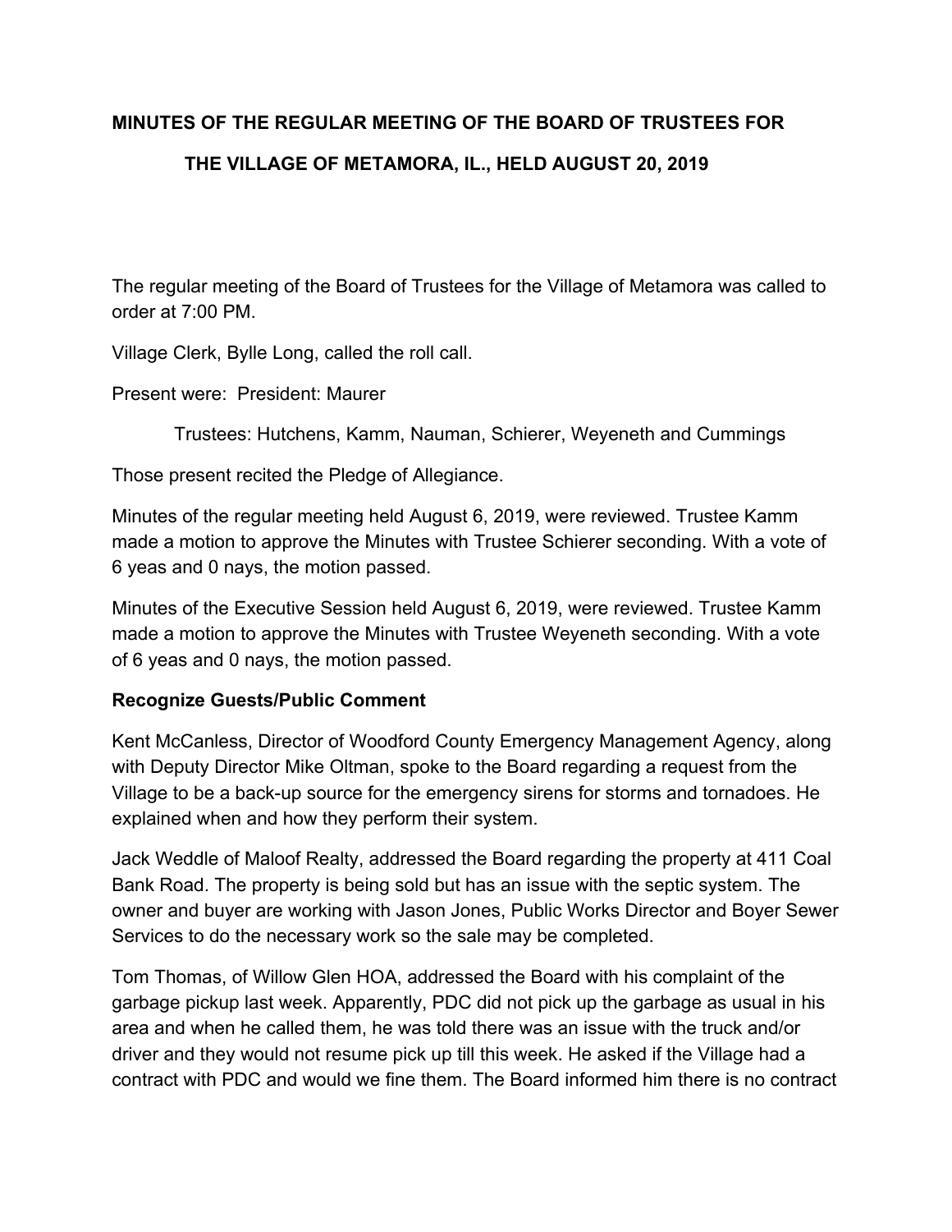**MINUTES OF THE REGULAR MEETING OF THE BOARD OF TRUSTEES FOR THE VILLAGE OF METAMORA, IL., HELD AUGUST 20, 2019**

The regular meeting of the Board of Trustees for the Village of Metamora was called to order at 7:00 PM.

Village Clerk, Bylle Long, called the roll call.

Present were: President: Maurer

Trustees: Hutchens, Kamm, Nauman, Schierer, Weyeneth and Cummings

Those present recited the Pledge of Allegiance.

Minutes of the regular meeting held August 6, 2019, were reviewed. Trustee Kamm made a motion to approve the Minutes with Trustee Schierer seconding. With a vote of 6 yeas and 0 nays, the motion passed.

Minutes of the Executive Session held August 6, 2019, were reviewed. Trustee Kamm made a motion to approve the Minutes with Trustee Weyeneth seconding. With a vote of 6 yeas and 0 nays, the motion passed.

**Recognize Guests/Public Comment**

Kent McCanless, Director of Woodford County Emergency Management Agency, along with Deputy Director Mike Oltman, spoke to the Board regarding a request from the Village to be a back-up source for the emergency sirens for storms and tornadoes. He explained when and how they perform their system.

Jack Weddle of Maloof Realty, addressed the Board regarding the property at 411 Coal Bank Road. The property is being sold but has an issue with the septic system. The owner and buyer are working with Jason Jones, Public Works Director and Boyer Sewer Services to do the necessary work so the sale may be completed.

Tom Thomas, of Willow Glen HOA, addressed the Board with his complaint of the garbage pickup last week. Apparently, PDC did not pick up the garbage as usual in his area and when he called them, he was told there was an issue with the truck and/or driver and they would not resume pick up till this week. He asked if the Village had a contract with PDC and would we fine them. The Board informed him there is no contract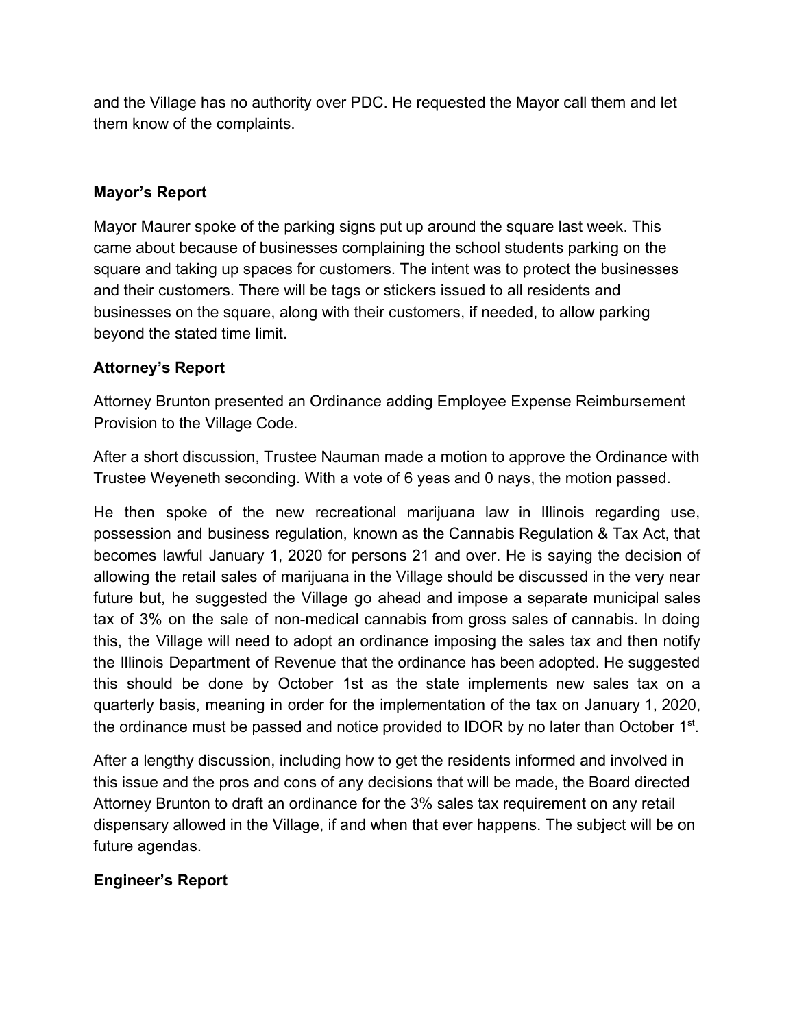and the Village has no authority over PDC. He requested the Mayor call them and let them know of the complaints.

## Mayor's Report

Mayor Maurer spoke of the parking signs put up around the square last week. This came about because of businesses complaining the school students parking on the square and taking up spaces for customers. The intent was to protect the businesses and their customers. There will be tags or stickers issued to all residents and businesses on the square, along with their customers, if needed, to allow parking beyond the stated time limit.

## Attorney's Report

Attorney Brunton presented an Ordinance adding Employee Expense Reimbursement Provision to the Village Code.

After a short discussion, Trustee Nauman made a motion to approve the Ordinance with Trustee Weyeneth seconding. With a vote of 6 yeas and 0 nays, the motion passed.

He then spoke of the new recreational marijuana law in Illinois regarding use, possession and business regulation, known as the Cannabis Regulation & Tax Act, that becomes lawful January 1, 2020 for persons 21 and over. He is saying the decision of allowing the retail sales of marijuana in the Village should be discussed in the very near future but, he suggested the Village go ahead and impose a separate municipal sales tax of 3% on the sale of non-medical cannabis from gross sales of cannabis. In doing this, the Village will need to adopt an ordinance imposing the sales tax and then notify the Illinois Department of Revenue that the ordinance has been adopted. He suggested this should be done by October 1st as the state implements new sales tax on a quarterly basis, meaning in order for the implementation of the tax on January 1, 2020, the ordinance must be passed and notice provided to IDOR by no later than October 1st.

After a lengthy discussion, including how to get the residents informed and involved in this issue and the pros and cons of any decisions that will be made, the Board directed Attorney Brunton to draft an ordinance for the 3% sales tax requirement on any retail dispensary allowed in the Village, if and when that ever happens. The subject will be on future agendas.

## Engineer's Report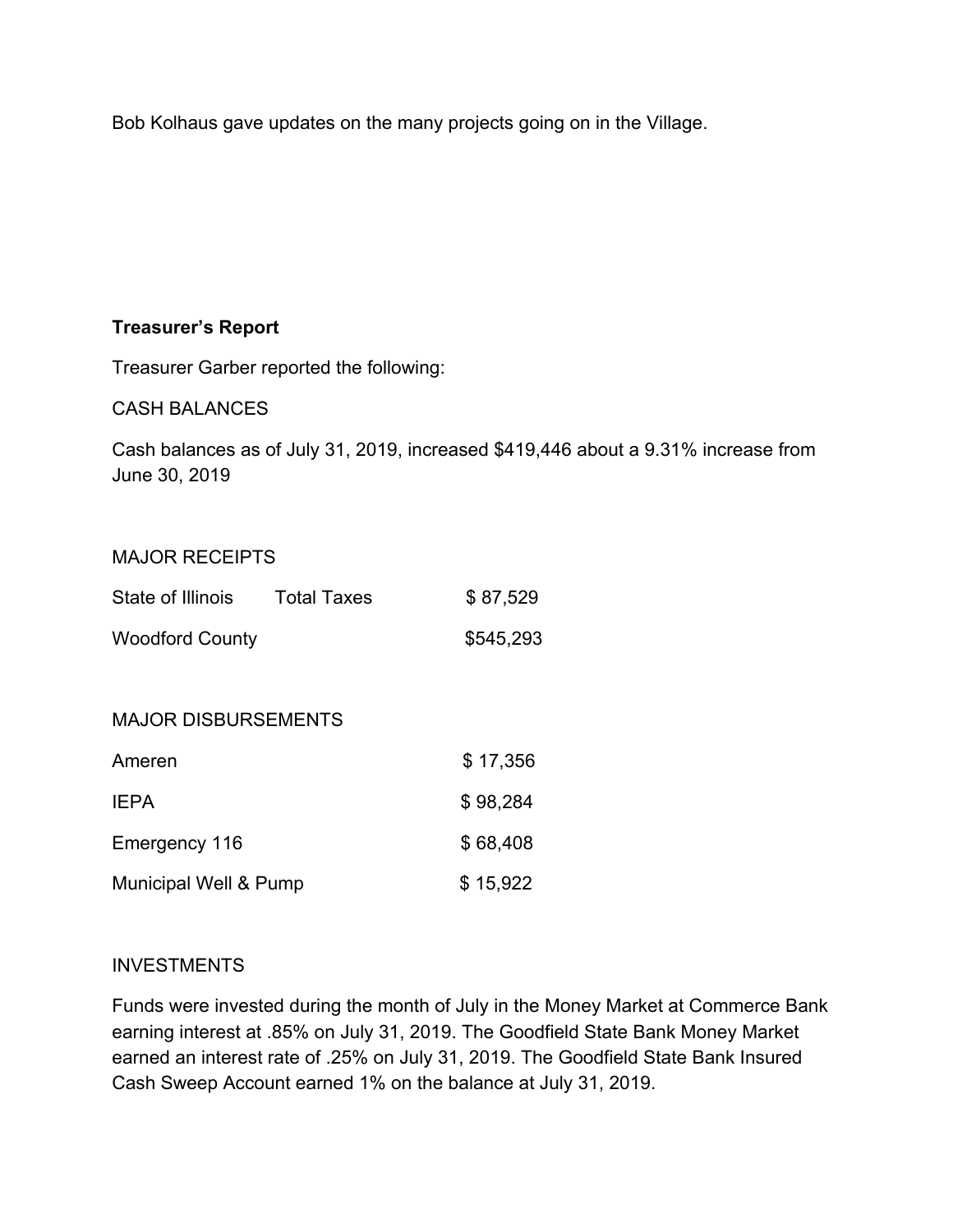Bob Kolhaus gave updates on the many projects going on in the Village.

**Treasurer's Report**

Treasurer Garber reported the following:

CASH BALANCES

Cash balances as of July 31, 2019, increased $419,446 about a 9.31% increase from June 30, 2019

MAJOR RECEIPTS

| | | |
|---|---|---|
| State of Illinois | Total Taxes | $ 87,529 |
| Woodford County | | $545,293 |

MAJOR DISBURSEMENTS

| | |
|---|---|
| Ameren | $ 17,356 |
| IEPA | $ 98,284 |
| Emergency 116 | $ 68,408 |
| Municipal Well & Pump | $ 15,922 |

INVESTMENTS

Funds were invested during the month of July in the Money Market at Commerce Bank earning interest at .85% on July 31, 2019. The Goodfield State Bank Money Market earned an interest rate of .25% on July 31, 2019. The Goodfield State Bank Insured Cash Sweep Account earned 1% on the balance at July 31, 2019.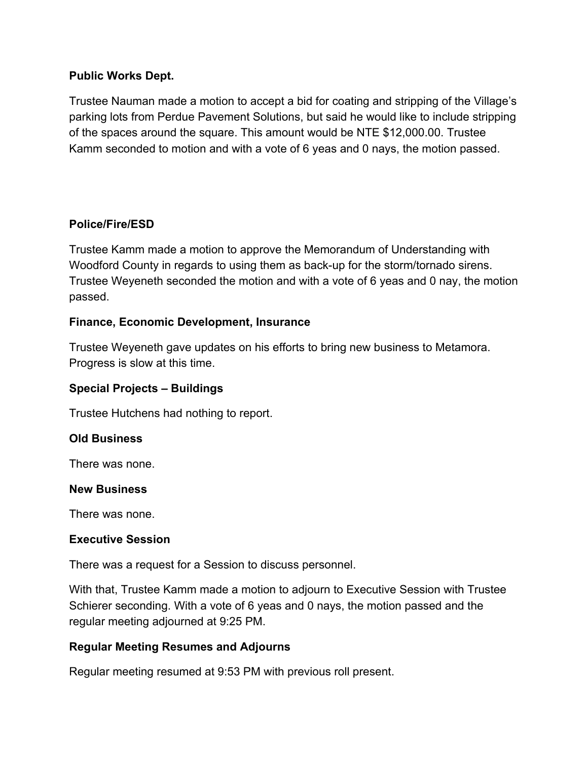**Public Works Dept.**

Trustee Nauman made a motion to accept a bid for coating and stripping of the Village's parking lots from Perdue Pavement Solutions, but said he would like to include stripping of the spaces around the square. This amount would be NTE $12,000.00. Trustee Kamm seconded to motion and with a vote of 6 yeas and 0 nays, the motion passed.

**Police/Fire/ESD**

Trustee Kamm made a motion to approve the Memorandum of Understanding with Woodford County in regards to using them as back-up for the storm/tornado sirens. Trustee Weyeneth seconded the motion and with a vote of 6 yeas and 0 nay, the motion passed.

**Finance, Economic Development, Insurance**

Trustee Weyeneth gave updates on his efforts to bring new business to Metamora. Progress is slow at this time.

**Special Projects – Buildings**

Trustee Hutchens had nothing to report.

**Old Business**

There was none.

**New Business**

There was none.

**Executive Session**

There was a request for a Session to discuss personnel.

With that, Trustee Kamm made a motion to adjourn to Executive Session with Trustee Schierer seconding. With a vote of 6 yeas and 0 nays, the motion passed and the regular meeting adjourned at 9:25 PM.

**Regular Meeting Resumes and Adjourns**

Regular meeting resumed at 9:53 PM with previous roll present.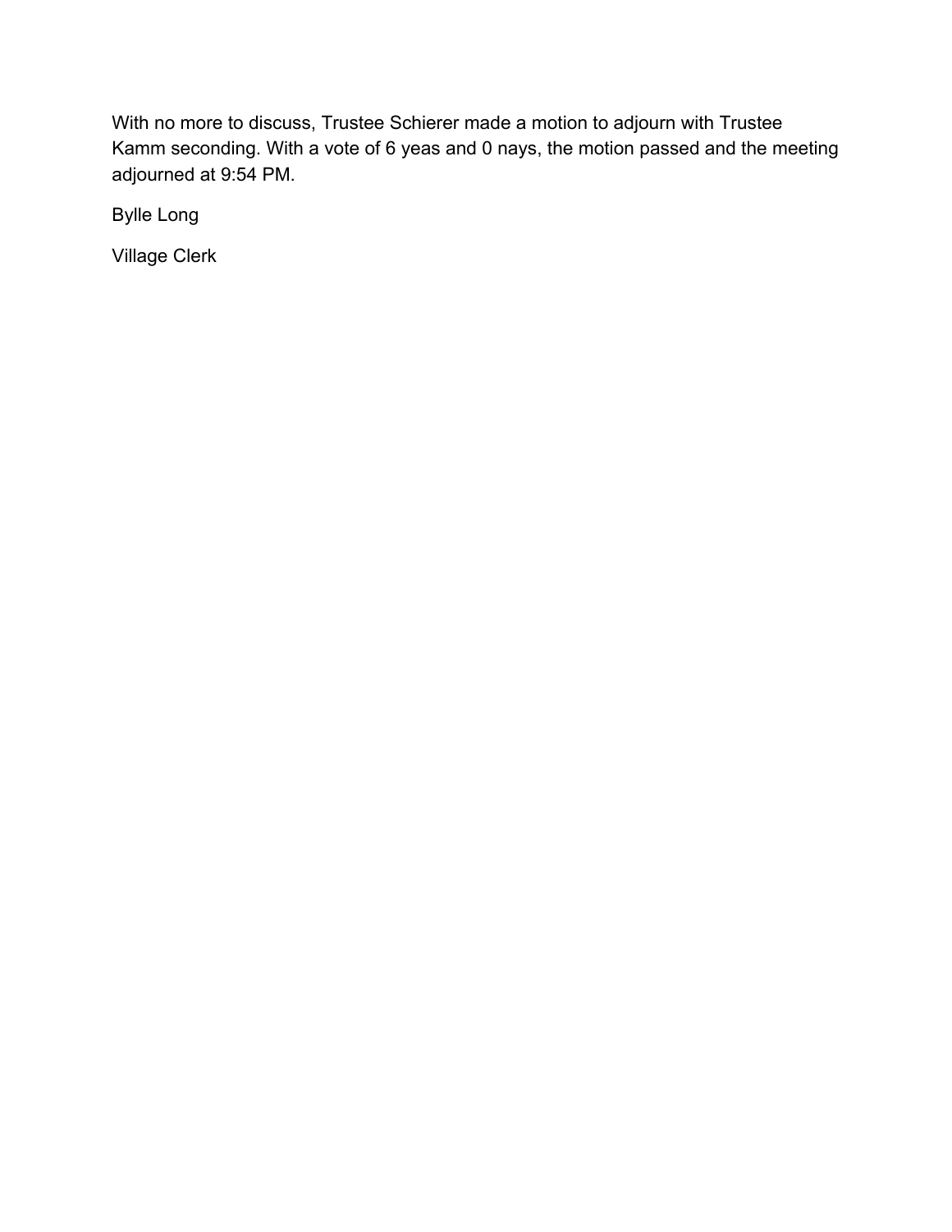With no more to discuss, Trustee Schierer made a motion to adjourn with Trustee Kamm seconding. With a vote of 6 yeas and 0 nays, the motion passed and the meeting adjourned at 9:54 PM.

Bylle Long

Village Clerk